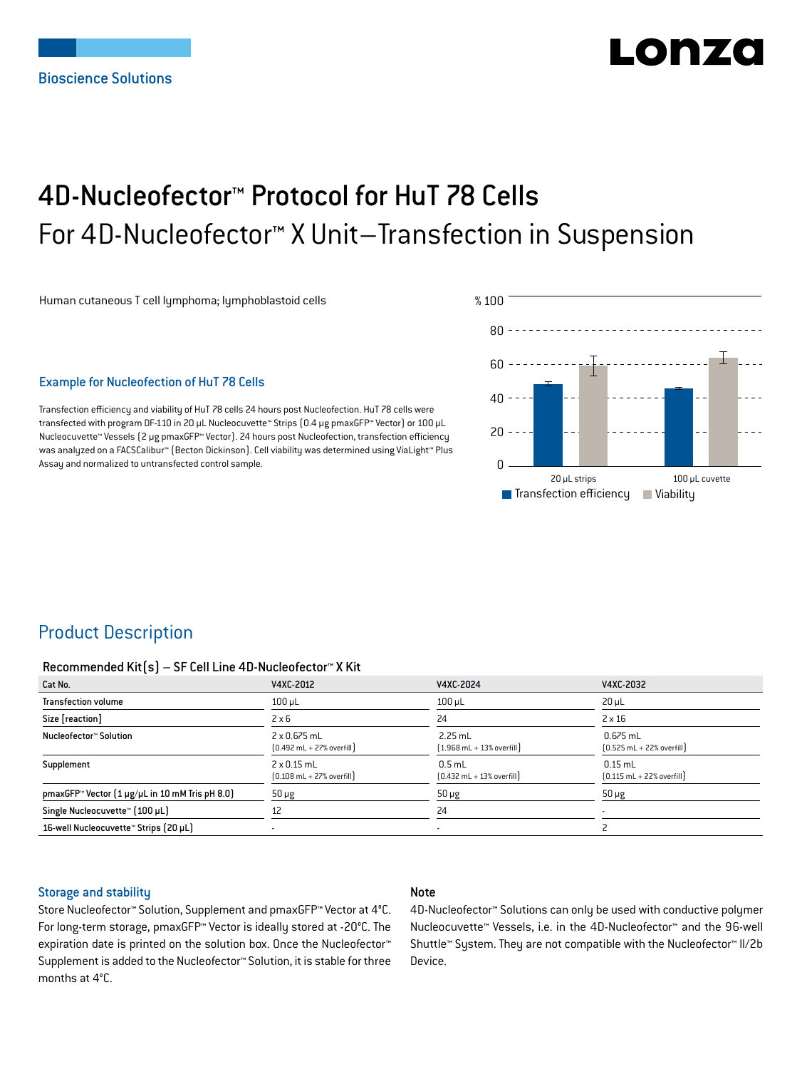Bioscience Solutions

Lonza

# 4D-Nucleofector™ Protocol for HuT 78 Cells

## For 4D-Nucleofector™ X Unit—Transfection in Suspension

Human cutaneous T cell lymphoma; lymphoblastoid cells

### Example for Nucleofection of HuT 78 Cells

Transfection efficiency and viability of HuT 78 cells 24 hours post Nucleofection. HuT 78 cells were transfected with program DF-110 in 20 µL Nucleocuvette™ Strips (0.4 µg pmaxGFP™ Vector) or 100 µL Nucleocuvette™ Vessels (2 µg pmaxGFP™ Vector). 24 hours post Nucleofection, transfection efficiency was analyzed on a FACSCalibur™ (Becton Dickinson). Cell viability was determined using ViaLight™ Plus Assay and normalized to untransfected control sample.

## Product Description

#### Recommended Kit(s) – SF Cell Line 4D-Nucleofector™ X Kit

| Cat No. | V4XC-2012 | V4XC-2024 | V4XC-2032 |
|---|---|---|---|
| Transfection volume | 100 µL | 100 µL | 20 µL |
| Size [reaction] | 2 x 6 | 24 | 2 x 16 |
| Nucleofector™ Solution | 2 x 0.675 mL (0.492 mL + 27% overfill) | 2.25 mL (1.968 mL + 13% overfill) | 0.675 mL (0.525 mL + 22% overfill) |
| Supplement | 2 x 0.15 mL (0.108 mL + 27% overfill) | 0.5 mL (0.432 mL + 13% overfill) | 0.15 mL (0.115 mL + 22% overfill) |
| pmaxGFP™ Vector (1 µg/µL in 10 mM Tris pH 8.0) | 50 µg | 50 µg | 50 µg |
| Single Nucleocuvette™ (100 µL) | 12 | 24 | - |
| 16-well Nucleocuvette™ Strips (20 µL) | - | - | 2 |

### Storage and stability

Store Nucleofector™ Solution, Supplement and pmaxGFP™ Vector at 4°C. For long-term storage, pmaxGFP™ Vector is ideally stored at -20°C. The expiration date is printed on the solution box. Once the Nucleofector™ Supplement is added to the Nucleofector™ Solution, it is stable for three months at 4°C.

### Note

4D-Nucleofector™ Solutions can only be used with conductive polymer Nucleocuvette™ Vessels, i.e. in the 4D-Nucleofector™ and the 96-well Shuttle™ System. They are not compatible with the Nucleofector™ II/2b Device.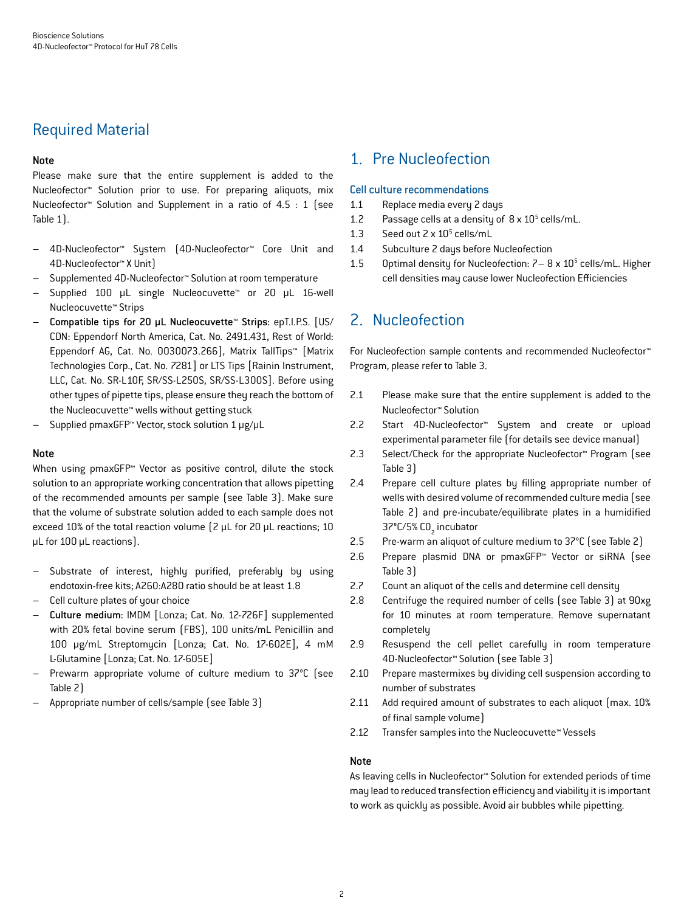## Required Material

### Note

Please make sure that the entire supplement is added to the Nucleofector™ Solution prior to use. For preparing aliquots, mix Nucleofector™ Solution and Supplement in a ratio of 4.5 : 1 (see Table 1).

- 4D-Nucleofector™ System (4D-Nucleofector™ Core Unit and 4D-Nucleofector™ X Unit)
- Supplemented 4D-Nucleofector™ Solution at room temperature
- Supplied 100 µL single Nucleocuvette™ or 20 µL 16-well Nucleocuvette™ Strips
- **Compatible tips for 20 µL Nucleocuvette™ Strips**: epT.I.P.S. [US/CDN: Eppendorf North America, Cat. No. 2491.431, Rest of World: Eppendorf AG, Cat. No. 0030073.266], Matrix TallTips™ [Matrix Technologies Corp., Cat. No. 7281] or LTS Tips [Rainin Instrument, LLC, Cat. No. SR-L10F, SR/SS-L250S, SR/SS-L300S]. Before using other types of pipette tips, please ensure they reach the bottom of the Nucleocuvette™ wells without getting stuck
- Supplied pmaxGFP™ Vector, stock solution 1 µg/µL

### Note

When using pmaxGFP™ Vector as positive control, dilute the stock solution to an appropriate working concentration that allows pipetting of the recommended amounts per sample (see Table 3). Make sure that the volume of substrate solution added to each sample does not exceed 10% of the total reaction volume (2 µL for 20 µL reactions; 10 µL for 100 µL reactions).

- Substrate of interest, highly purified, preferably by using endotoxin-free kits; A260:A280 ratio should be at least 1.8
- Cell culture plates of your choice
- **Culture medium**: IMDM [Lonza; Cat. No. 12-726F] supplemented with 20% fetal bovine serum (FBS), 100 units/mL Penicillin and 100 µg/mL Streptomycin [Lonza; Cat. No. 17-602E], 4 mM L-Glutamine [Lonza; Cat. No. 17-605E]
- Prewarm appropriate volume of culture medium to 37°C (see Table 2)
- Appropriate number of cells/sample (see Table 3)

## 1. Pre Nucleofection

### Cell culture recommendations

1.1 Replace media every 2 days

1.2 Passage cells at a density of $8 \times 10^5$ cells/mL.

1.3 Seed out $2 \times 10^5$ cells/mL

1.4 Subculture 2 days before Nucleofection

1.5 Optimal density for Nucleofection: 7– $8 \times 10^5$ cells/mL. Higher cell densities may cause lower Nucleofection Efficiencies

## 2. Nucleofection

For Nucleofection sample contents and recommended Nucleofector™ Program, please refer to Table 3.

2.1 Please make sure that the entire supplement is added to the Nucleofector™ Solution

2.2 Start 4D-Nucleofector™ System and create or upload experimental parameter file (for details see device manual)

2.3 Select/Check for the appropriate Nucleofector™ Program (see Table 3)

2.4 Prepare cell culture plates by filling appropriate number of wells with desired volume of recommended culture media (see Table 2) and pre-incubate/equilibrate plates in a humidified 37°C/5% $CO_2$ incubator

2.5 Pre-warm an aliquot of culture medium to 37°C (see Table 2)

2.6 Prepare plasmid DNA or pmaxGFP™ Vector or siRNA (see Table 3)

2.7 Count an aliquot of the cells and determine cell density

2.8 Centrifuge the required number of cells (see Table 3) at 90xg for 10 minutes at room temperature. Remove supernatant completely

2.9 Resuspend the cell pellet carefully in room temperature 4D-Nucleofector™ Solution (see Table 3)

2.10 Prepare mastermixes by dividing cell suspension according to number of substrates

2.11 Add required amount of substrates to each aliquot (max. 10% of final sample volume)

2.12 Transfer samples into the Nucleocuvette™ Vessels

### Note

As leaving cells in Nucleofector™ Solution for extended periods of time may lead to reduced transfection efficiency and viability it is important to work as quickly as possible. Avoid air bubbles while pipetting.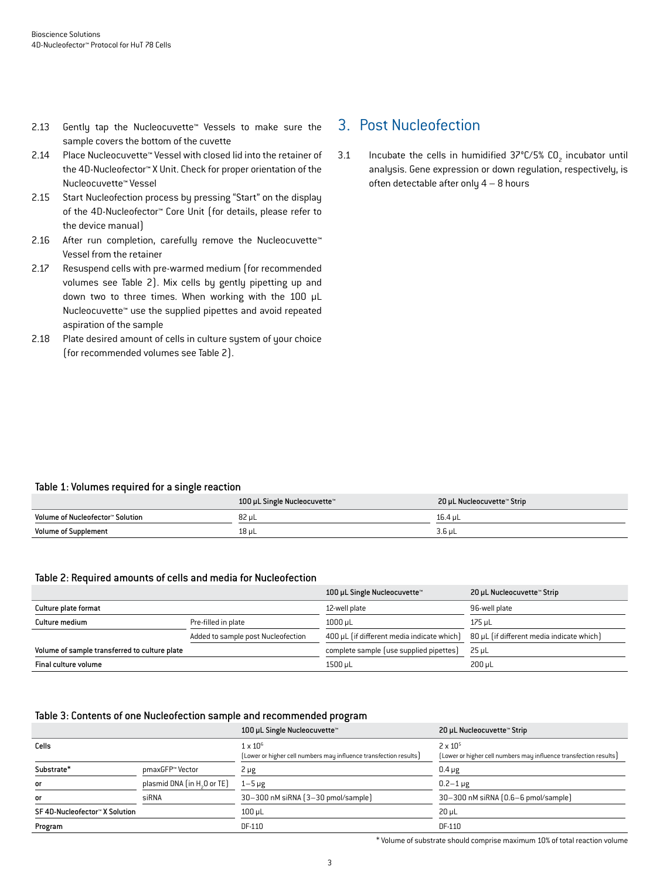2.13 Gently tap the Nucleocuvette™ Vessels to make sure the sample covers the bottom of the cuvette

2.14 Place Nucleocuvette™ Vessel with closed lid into the retainer of the 4D-Nucleofector™ X Unit. Check for proper orientation of the Nucleocuvette™ Vessel

2.15 Start Nucleofection process by pressing "Start" on the display of the 4D-Nucleofector™ Core Unit (for details, please refer to the device manual)

2.16 After run completion, carefully remove the Nucleocuvette™ Vessel from the retainer

2.17 Resuspend cells with pre-warmed medium (for recommended volumes see Table 2). Mix cells by gently pipetting up and down two to three times. When working with the 100 µL Nucleocuvette™ use the supplied pipettes and avoid repeated aspiration of the sample

2.18 Plate desired amount of cells in culture system of your choice (for recommended volumes see Table 2).

## 3. Post Nucleofection

3.1 Incubate the cells in humidified 37°C/5% $CO_2$ incubator until analysis. Gene expression or down regulation, respectively, is often detectable after only 4 – 8 hours

**Table 1: Volumes required for a single reaction**

| | 100 µL Single Nucleocuvette™ | 20 µL Nucleocuvette™ Strip |
|---|---|---|
| Volume of Nucleofector™ Solution | 82 µL | 16.4 µL |
| Volume of Supplement | 18 µL | 3.6 µL |

**Table 2: Required amounts of cells and media for Nucleofection**

| | | 100 µL Single Nucleocuvette™ | 20 µL Nucleocuvette™ Strip |
|---|---|---|---|
| Culture plate format | | 12-well plate | 96-well plate |
| Culture medium | Pre-filled in plate | 1000 µL | 175 µL |
| | Added to sample post Nucleofection | 400 µL (if different media indicate which) | 80 µL (if different media indicate which) |
| Volume of sample transferred to culture plate | | complete sample (use supplied pipettes) | 25 µL |
| Final culture volume | | 1500 µL | 200 µL |

**Table 3: Contents of one Nucleofection sample and recommended program**

| | | 100 µL Single Nucleocuvette™ | 20 µL Nucleocuvette™ Strip |
|---|---|---|---|
| Cells | | $1 \times 10^6$ (Lower or higher cell numbers may influence transfection results) | $2 \times 10^5$ (Lower or higher cell numbers may influence transfection results) |
| Substrate* | pmaxGFP™ Vector | 2 µg | 0.4 µg |
| or | plasmid DNA (in $H_2O$ or TE) | 1–5 µg | 0.2–1 µg |
| or | siRNA | 30–300 nM siRNA (3–30 pmol/sample) | 30–300 nM siRNA (0.6–6 pmol/sample) |
| SF 4D-Nucleofector™ X Solution | | 100 µL | 20 µL |
| Program | | DF-110 | DF-110 |

\* Volume of substrate should comprise maximum 10% of total reaction volume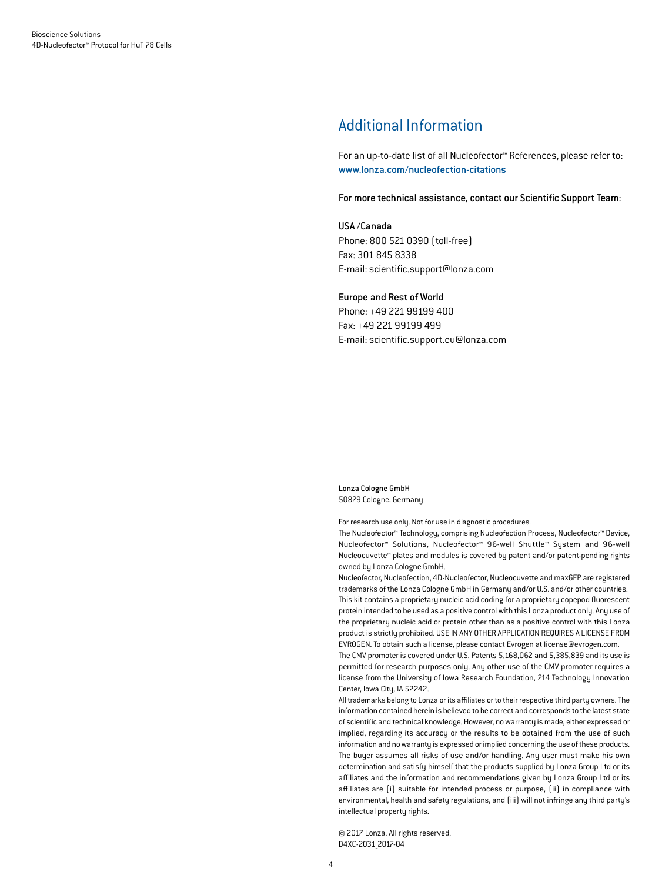## Additional Information

For an up-to-date list of all Nucleofector™ References, please refer to:
**www.lonza.com/nucleofection-citations**

**For more technical assistance, contact our Scientific Support Team:**

**USA /Canada**
Phone: 800 521 0390 (toll-free)
Fax: 301 845 8338
E-mail: scientific.support@lonza.com

**Europe and Rest of World**
Phone: +49 221 99199 400
Fax: +49 221 99199 499
E-mail: scientific.support.eu@lonza.com

**Lonza Cologne GmbH**
50829 Cologne, Germany

For research use only. Not for use in diagnostic procedures.
The Nucleofector™ Technology, comprising Nucleofection Process, Nucleofector™ Device, Nucleofector™ Solutions, Nucleofector™ 96-well Shuttle™ System and 96-well Nucleocuvette™ plates and modules is covered by patent and/or patent-pending rights owned by Lonza Cologne GmbH.
Nucleofector, Nucleofection, 4D-Nucleofector, Nucleocuvette and maxGFP are registered trademarks of the Lonza Cologne GmbH in Germany and/or U.S. and/or other countries.
This kit contains a proprietary nucleic acid coding for a proprietary copepod fluorescent protein intended to be used as a positive control with this Lonza product only. Any use of the proprietary nucleic acid or protein other than as a positive control with this Lonza product is strictly prohibited. USE IN ANY OTHER APPLICATION REQUIRES A LICENSE FROM EVROGEN. To obtain such a license, please contact Evrogen at license@evrogen.com.
The CMV promoter is covered under U.S. Patents 5,168,062 and 5,385,839 and its use is permitted for research purposes only. Any other use of the CMV promoter requires a license from the University of Iowa Research Foundation, 214 Technology Innovation Center, Iowa City, IA 52242.
All trademarks belong to Lonza or its affiliates or to their respective third party owners. The information contained herein is believed to be correct and corresponds to the latest state of scientific and technical knowledge. However, no warranty is made, either expressed or implied, regarding its accuracy or the results to be obtained from the use of such information and no warranty is expressed or implied concerning the use of these products. The buyer assumes all risks of use and/or handling. Any user must make his own determination and satisfy himself that the products supplied by Lonza Group Ltd or its affiliates and the information and recommendations given by Lonza Group Ltd or its affiliates are (i) suitable for intended process or purpose, (ii) in compliance with environmental, health and safety regulations, and (iii) will not infringe any third party's intellectual property rights.

© 2017 Lonza. All rights reserved.
D4XC-2031_2017-04